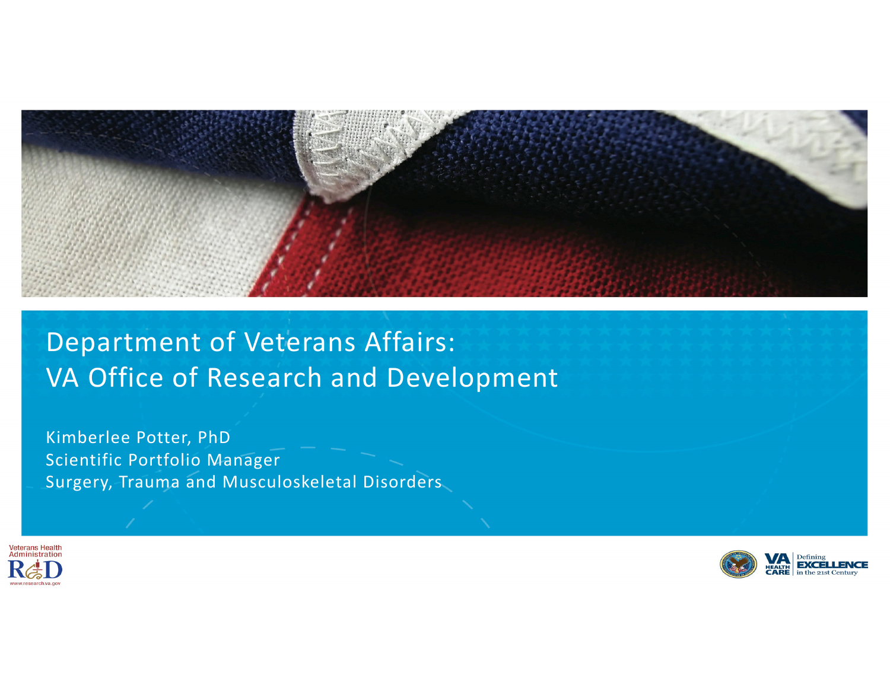# Department of Veterans Affairs: VA Office of Research and Development

Kimberlee Potter, PhD
Scientific Portfolio Manager
Surgery, Trauma and Musculoskeletal Disorders

Veterans Health Administration
R&D
www.research.va.gov

VA HEALTH CARE | Defining EXCELLENCE in the 21st Century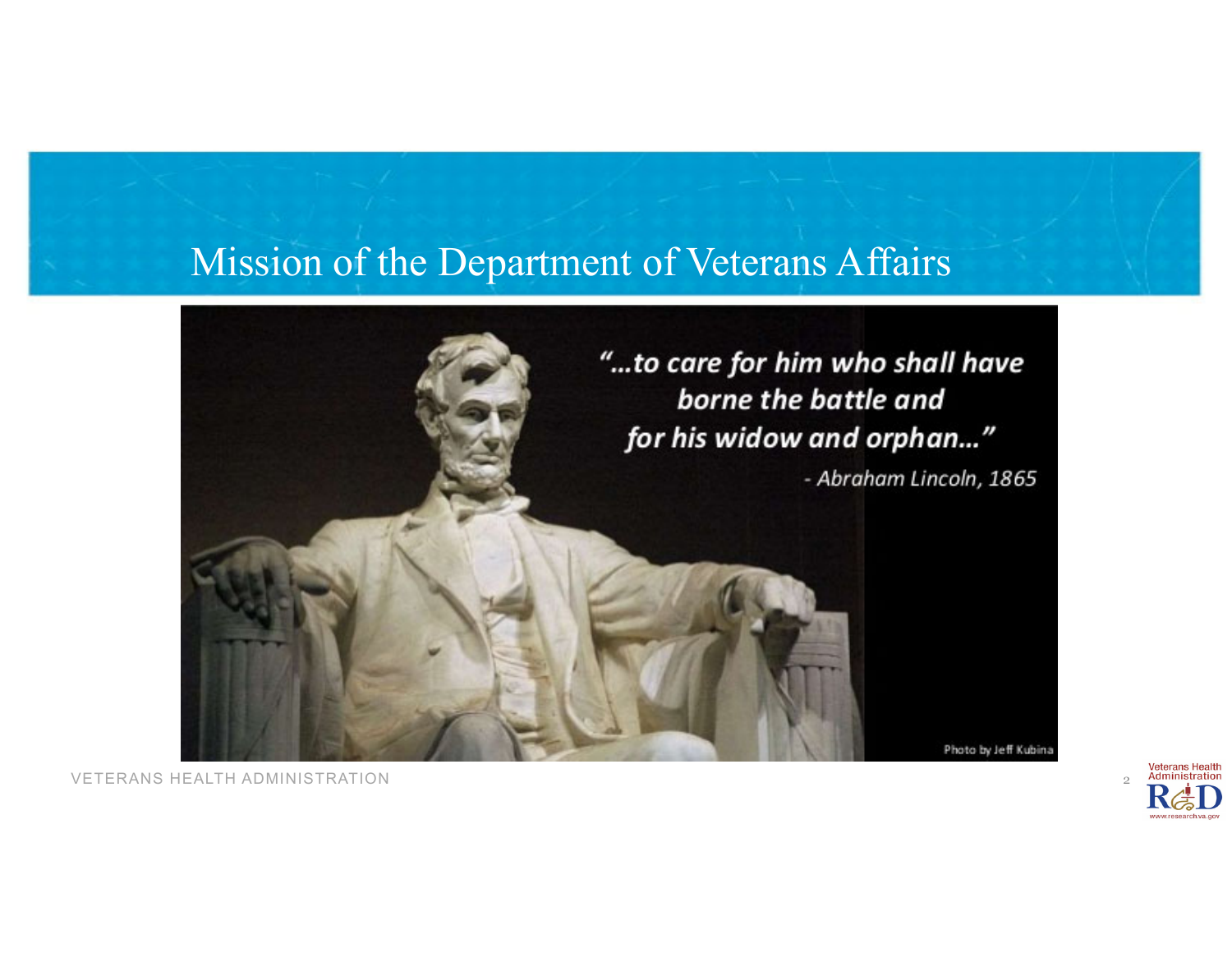# Mission of the Department of Veterans Affairs

*"...to care for him who shall have borne the battle and for his widow and orphan..."*

*- Abraham Lincoln, 1865*

Photo by Jeff Kubina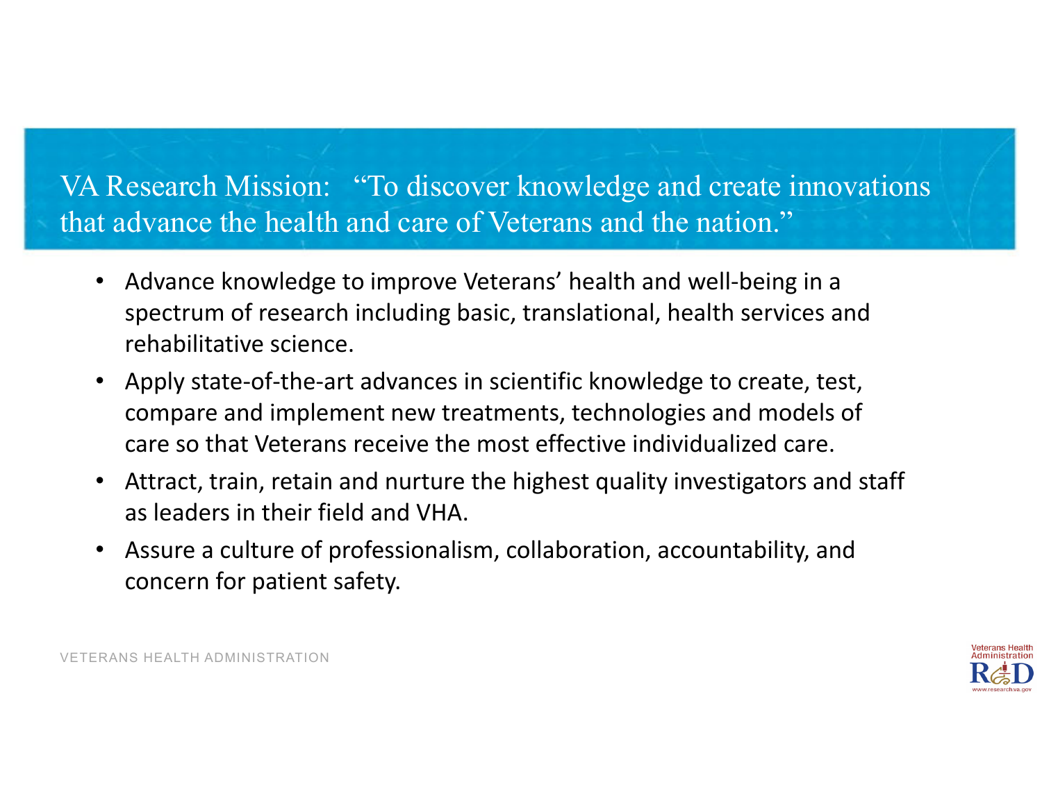## VA Research Mission: “To discover knowledge and create innovations that advance the health and care of Veterans and the nation.”

- Advance knowledge to improve Veterans’ health and well-being in a spectrum of research including basic, translational, health services and rehabilitative science.
- Apply state-of-the-art advances in scientific knowledge to create, test, compare and implement new treatments, technologies and models of care so that Veterans receive the most effective individualized care.
- Attract, train, retain and nurture the highest quality investigators and staff as leaders in their field and VHA.
- Assure a culture of professionalism, collaboration, accountability, and concern for patient safety.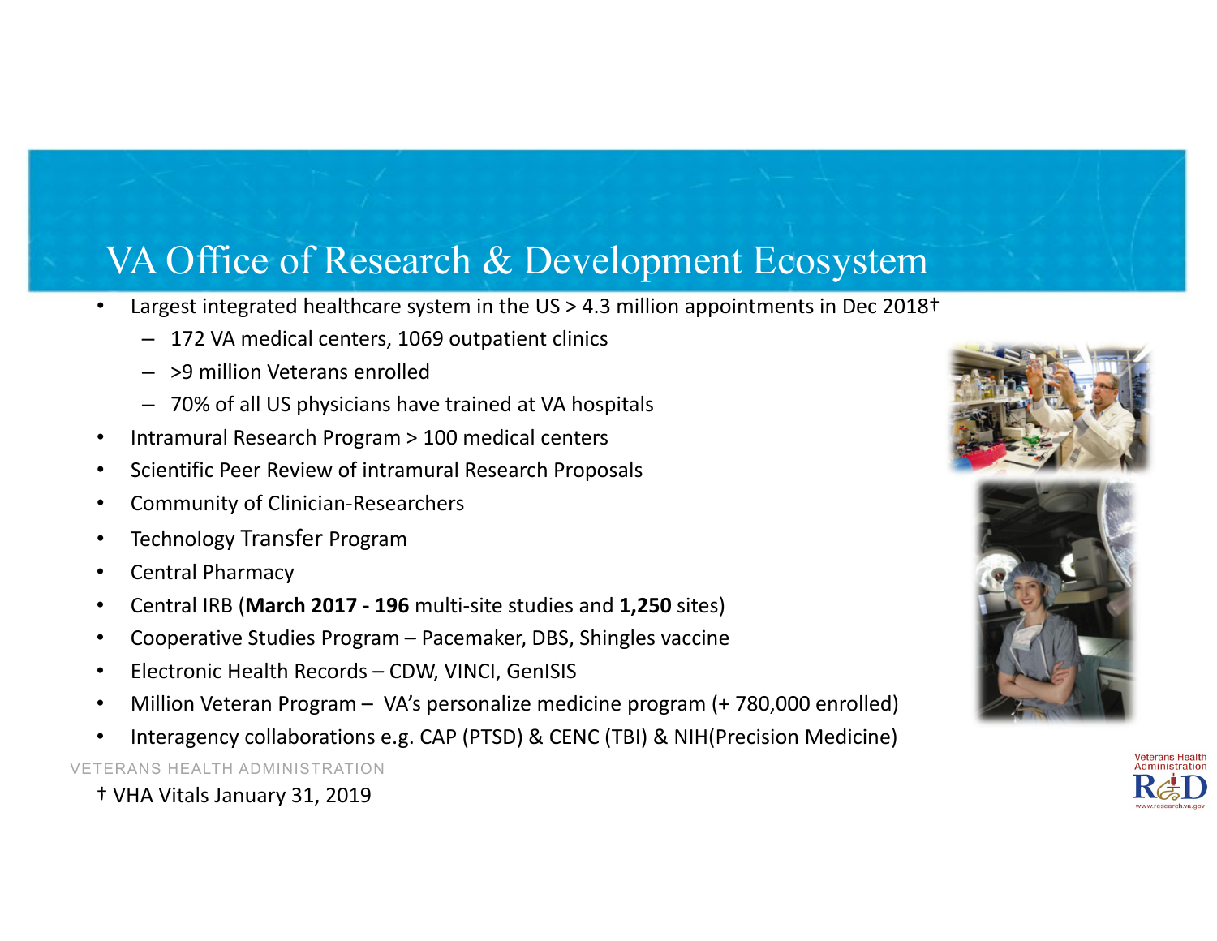# VA Office of Research & Development Ecosystem

- Largest integrated healthcare system in the US > 4.3 million appointments in Dec 2018†
  - 172 VA medical centers, 1069 outpatient clinics
  - >9 million Veterans enrolled
  - 70% of all US physicians have trained at VA hospitals
- Intramural Research Program > 100 medical centers
- Scientific Peer Review of intramural Research Proposals
- Community of Clinician-Researchers
- Technology Transfer Program
- Central Pharmacy
- Central IRB (**March 2017 - 196** multi-site studies and **1,250** sites)
- Cooperative Studies Program – Pacemaker, DBS, Shingles vaccine
- Electronic Health Records – CDW, VINCI, GenISIS
- Million Veteran Program – VA's personalize medicine program (+ 780,000 enrolled)
- Interagency collaborations e.g. CAP (PTSD) & CENC (TBI) & NIH(Precision Medicine)

† VHA Vitals January 31, 2019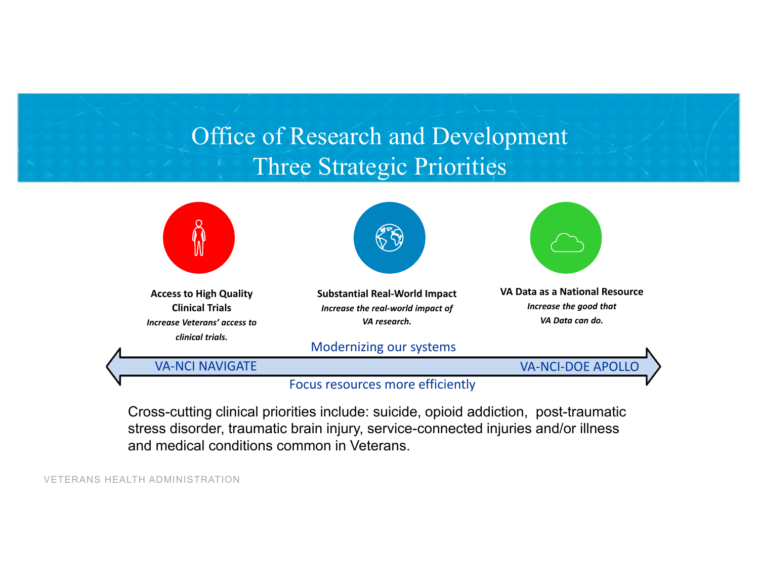# Office of Research and Development Three Strategic Priorities

**Access to High Quality Clinical Trials**
*Increase Veterans' access to clinical trials.*

**Substantial Real-World Impact**
*Increase the real-world impact of VA research.*

**VA Data as a National Resource**
*Increase the good that VA Data can do.*

Modernizing our systems

VA-NCI NAVIGATE ⟷ VA-NCI-DOE APOLLO

Focus resources more efficiently

Cross-cutting clinical priorities include: suicide, opioid addiction, post-traumatic stress disorder, traumatic brain injury, service-connected injuries and/or illness and medical conditions common in Veterans.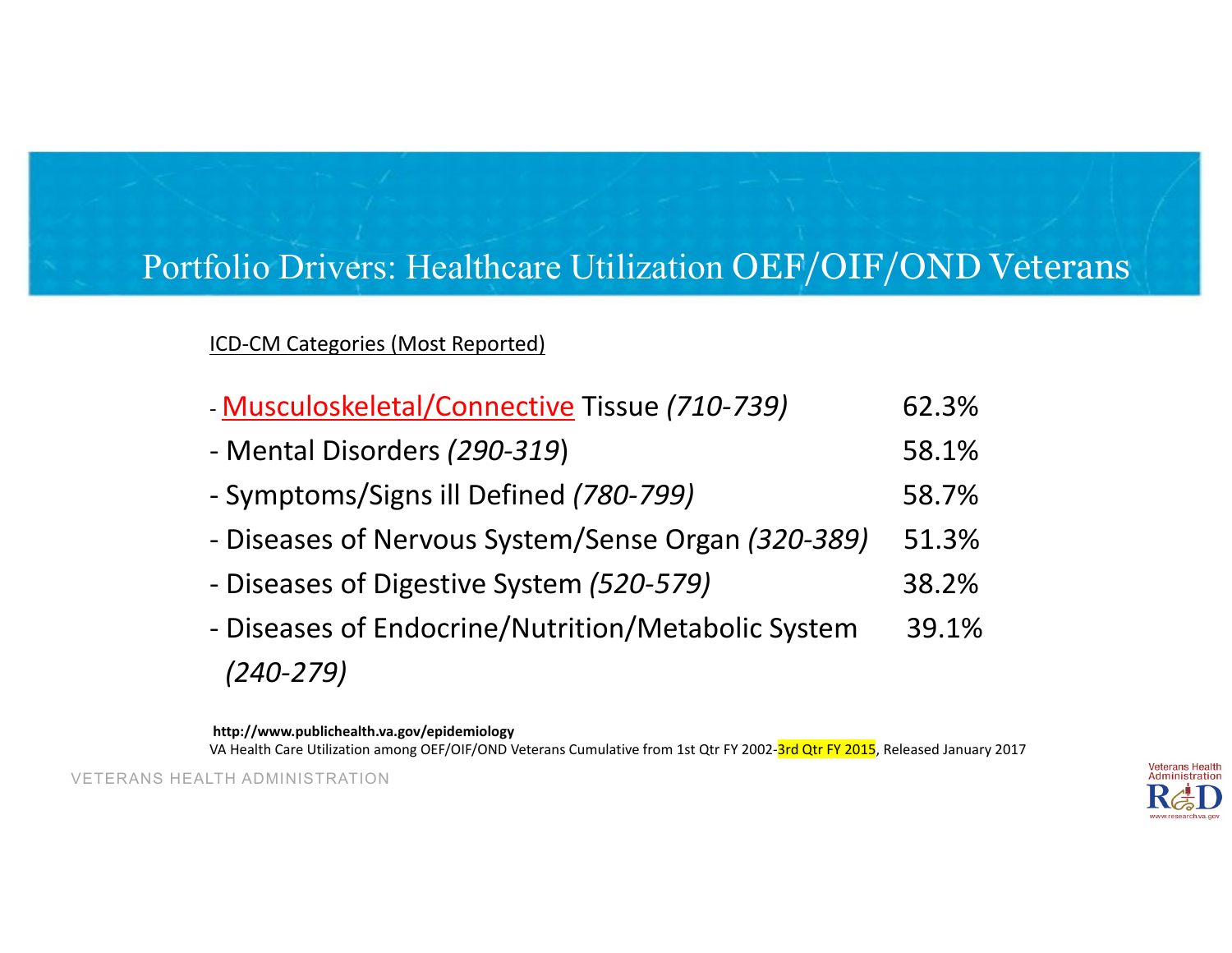# Portfolio Drivers: Healthcare Utilization OEF/OIF/OND Veterans

ICD-CM Categories (Most Reported)

| Category | Percent |
|---|---|
| - Musculoskeletal/Connective Tissue *(710-739)* | 62.3% |
| - Mental Disorders *(290-319)* | 58.1% |
| - Symptoms/Signs ill Defined *(780-799)* | 58.7% |
| - Diseases of Nervous System/Sense Organ *(320-389)* | 51.3% |
| - Diseases of Digestive System *(520-579)* | 38.2% |
| - Diseases of Endocrine/Nutrition/Metabolic System *(240-279)* | 39.1% |

**http://www.publichealth.va.gov/epidemiology**
VA Health Care Utilization among OEF/OIF/OND Veterans Cumulative from 1st Qtr FY 2002-3rd Qtr FY 2015, Released January 2017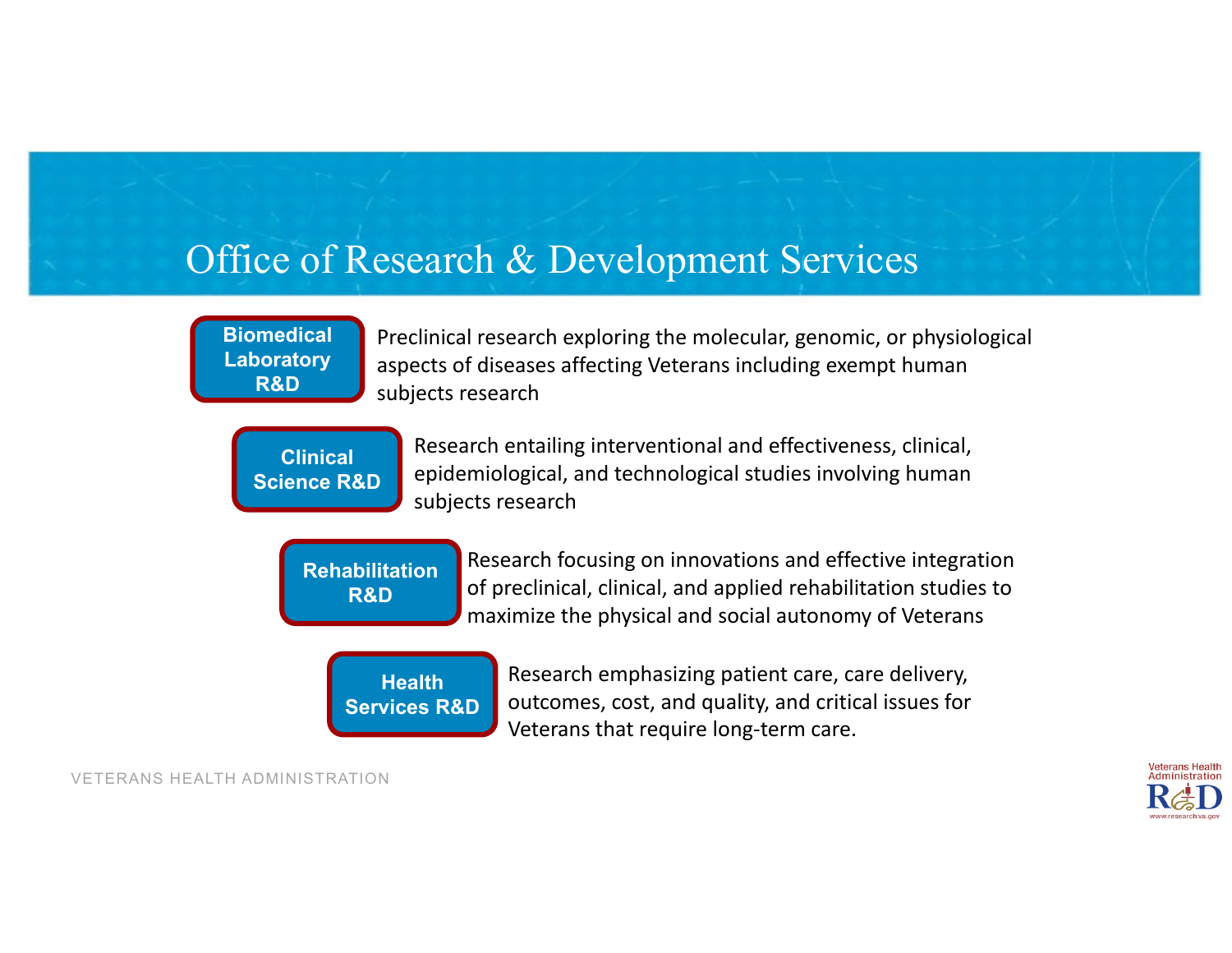# Office of Research & Development Services

**Biomedical Laboratory R&D**

Preclinical research exploring the molecular, genomic, or physiological aspects of diseases affecting Veterans including exempt human subjects research

**Clinical Science R&D**

Research entailing interventional and effectiveness, clinical, epidemiological, and technological studies involving human subjects research

**Rehabilitation R&D**

Research focusing on innovations and effective integration of preclinical, clinical, and applied rehabilitation studies to maximize the physical and social autonomy of Veterans

**Health Services R&D**

Research emphasizing patient care, care delivery, outcomes, cost, and quality, and critical issues for Veterans that require long-term care.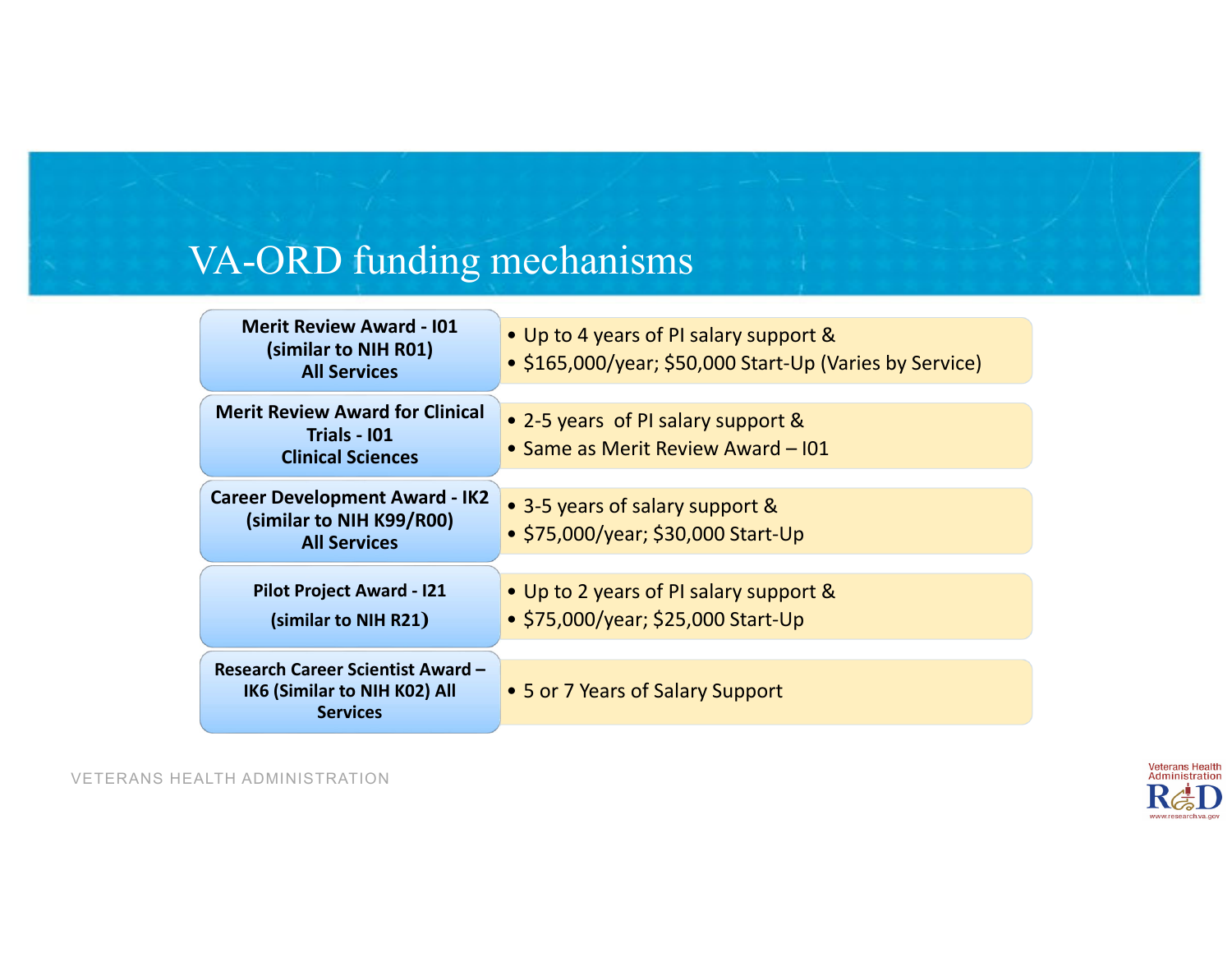# VA-ORD funding mechanisms

| Mechanism | Details |
| --- | --- |
| **Merit Review Award - I01 (similar to NIH R01) All Services** | • Up to 4 years of PI salary support & <br> • $165,000/year; $50,000 Start-Up (Varies by Service) |
| **Merit Review Award for Clinical Trials - I01 Clinical Sciences** | • 2-5 years of PI salary support & <br> • Same as Merit Review Award – I01 |
| **Career Development Award - IK2 (similar to NIH K99/R00) All Services** | • 3-5 years of salary support & <br> • $75,000/year; $30,000 Start-Up |
| **Pilot Project Award - I21 (similar to NIH R21)** | • Up to 2 years of PI salary support & <br> • $75,000/year; $25,000 Start-Up |
| **Research Career Scientist Award – IK6 (Similar to NIH K02) All Services** | • 5 or 7 Years of Salary Support |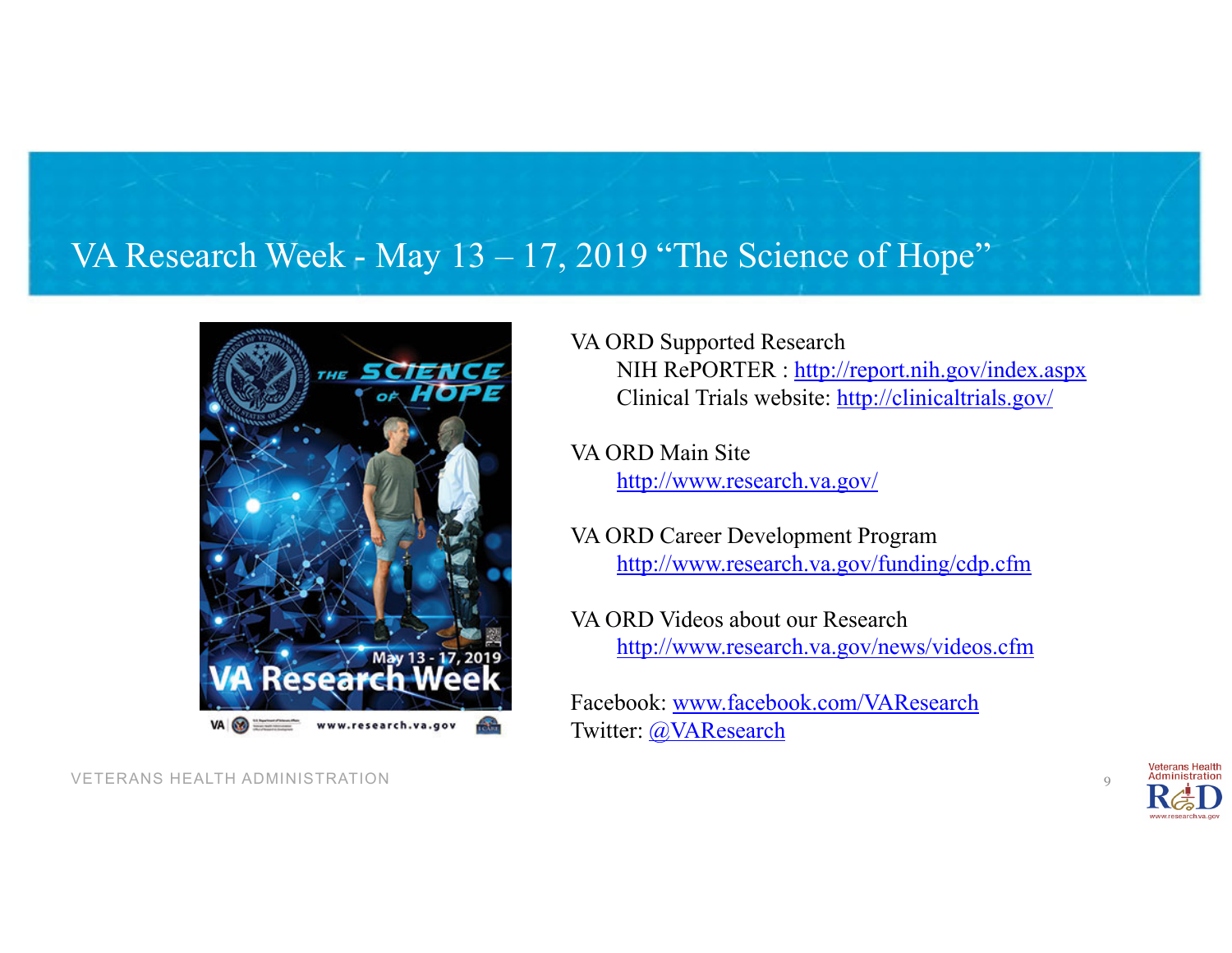# VA Research Week - May 13 – 17, 2019 "The Science of Hope"

VA ORD Supported Research

- NIH RePORTER : http://report.nih.gov/index.aspx
- Clinical Trials website: http://clinicaltrials.gov/

VA ORD Main Site

- http://www.research.va.gov/

VA ORD Career Development Program

- http://www.research.va.gov/funding/cdp.cfm

VA ORD Videos about our Research

- http://www.research.va.gov/news/videos.cfm

Facebook: www.facebook.com/VAResearch
Twitter: @VAResearch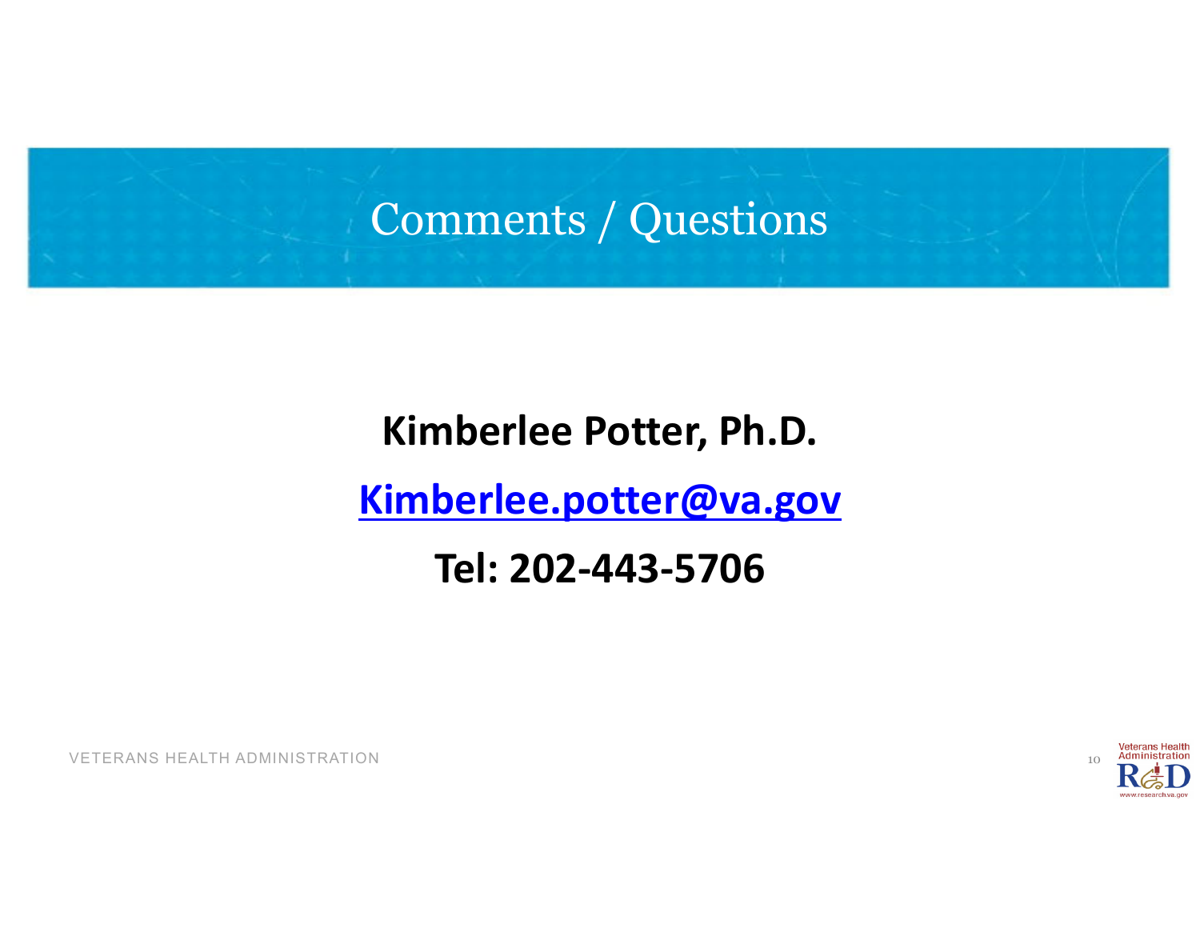# Comments / Questions

**Kimberlee Potter, Ph.D.**

**Kimberlee.potter@va.gov**

**Tel: 202-443-5706**